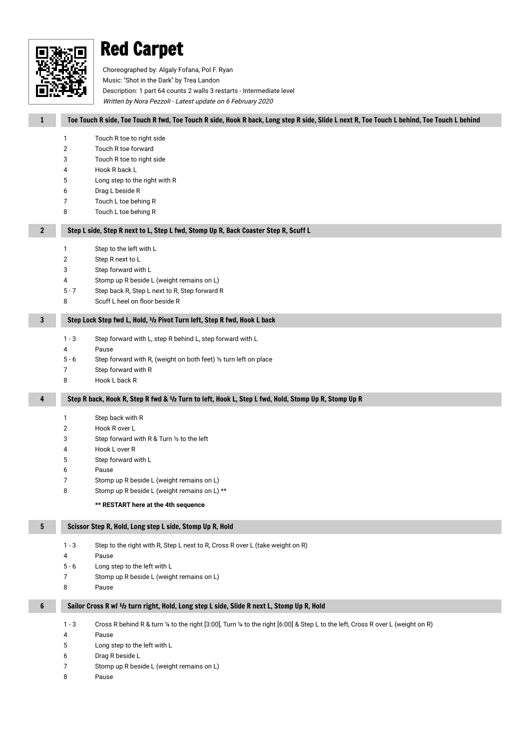# Red Carpet

Choreographed by: Algaly Fofana, Pol F. Ryan
Music: "Shot in the Dark" by Trea Landon
Description: 1 part 64 counts 2 walls 3 restarts - Intermediate level
*Written by Nora Pezzoli - Latest update on 6 February 2020*

## 1 Toe Touch R side, Toe Touch R fwd, Toe Touch R side, Hook R back, Long step R side, Slide L next R, Toe Touch L behind, Toe Touch L behind

| | |
|---|---|
| 1 | Touch R toe to right side |
| 2 | Touch R toe forward |
| 3 | Touch R toe to right side |
| 4 | Hook R back L |
| 5 | Long step to the right with R |
| 6 | Drag L beside R |
| 7 | Touch L toe behing R |
| 8 | Touch L toe behing R |

## 2 Step L side, Step R next to L, Step L fwd, Stomp Up R, Back Coaster Step R, Scuff L

| | |
|---|---|
| 1 | Step to the left with L |
| 2 | Step R next to L |
| 3 | Step forward with L |
| 4 | Stomp up R beside L (weight remains on L) |
| 5 - 7 | Step back R, Step L next to R, Step forward R |
| 8 | Scuff L heel on floor beside R |

## 3 Step Lock Step fwd L, Hold, ½ Pivot Turn left, Step R fwd, Hook L back

| | |
|---|---|
| 1 - 3 | Step forward with L, step R behind L, step forward with L |
| 4 | Pause |
| 5 - 6 | Step forward with R, (weight on both feet) ½ turn left on place |
| 7 | Step forward with R |
| 8 | Hook L back R |

## 4 Step R back, Hook R, Step R fwd & ½ Turn to left, Hook L, Step L fwd, Hold, Stomp Up R, Stomp Up R

| | |
|---|---|
| 1 | Step back with R |
| 2 | Hook R over L |
| 3 | Step forward with R & Turn ½ to the left |
| 4 | Hook L over R |
| 5 | Step forward with L |
| 6 | Pause |
| 7 | Stomp up R beside L (weight remains on L) |
| 8 | Stomp up R beside L (weight remains on L) ** |

**** RESTART here at the 4th sequence**

## 5 Scissor Step R, Hold, Long step L side, Stomp Up R, Hold

| | |
|---|---|
| 1 - 3 | Step to the right with R, Step L next to R, Cross R over L (take weight on R) |
| 4 | Pause |
| 5 - 6 | Long step to the left with L |
| 7 | Stomp up R beside L (weight remains on L) |
| 8 | Pause |

## 6 Sailor Cross R w/ ½ turn right, Hold, Long step L side, Slide R next L, Stomp Up R, Hold

| | |
|---|---|
| 1 - 3 | Cross R behind R & turn ¼ to the right [3:00], Turn ¼ to the right [6:00] & Step L to the left, Cross R over L (weight on R) |
| 4 | Pause |
| 5 | Long step to the left with L |
| 6 | Drag R beside L |
| 7 | Stomp up R beside L (weight remains on L) |
| 8 | Pause |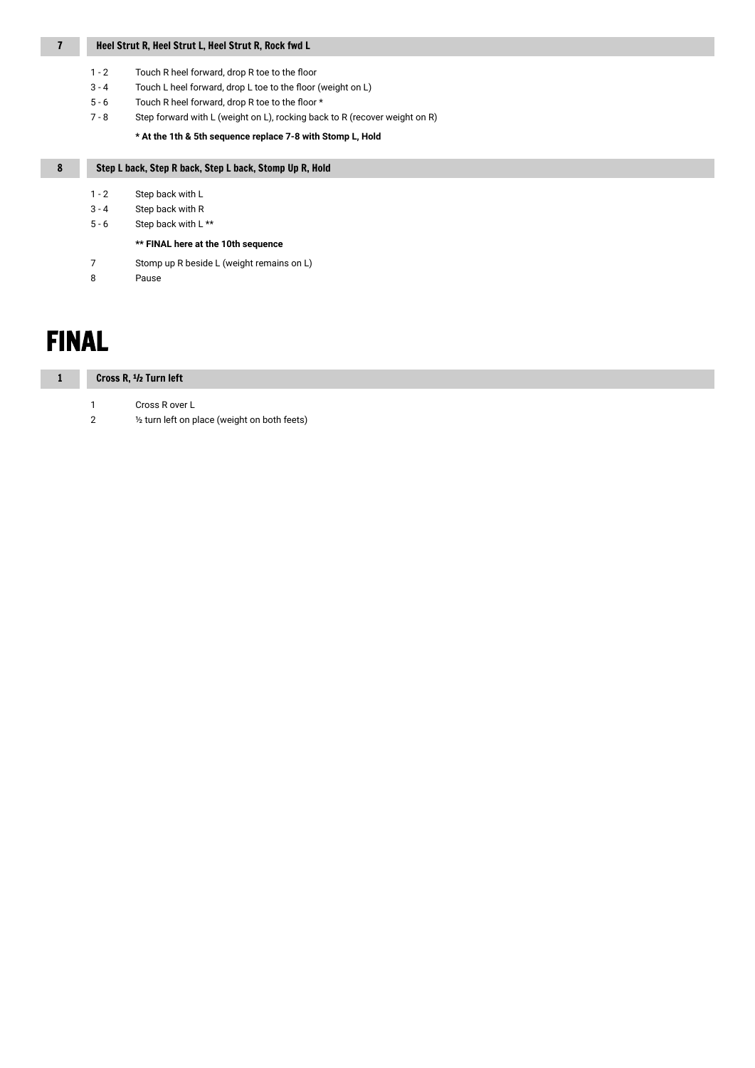### 7 Heel Strut R, Heel Strut L, Heel Strut R, Rock fwd L

| | |
|---|---|
| 1 - 2 | Touch R heel forward, drop R toe to the floor |
| 3 - 4 | Touch L heel forward, drop L toe to the floor (weight on L) |
| 5 - 6 | Touch R heel forward, drop R toe to the floor * |
| 7 - 8 | Step forward with L (weight on L), rocking back to R (recover weight on R) |

**\* At the 1th & 5th sequence replace 7-8 with Stomp L, Hold**

### 8 Step L back, Step R back, Step L back, Stomp Up R, Hold

| | |
|---|---|
| 1 - 2 | Step back with L |
| 3 - 4 | Step back with R |
| 5 - 6 | Step back with L ** |

**\*\* FINAL here at the 10th sequence**

| | |
|---|---|
| 7 | Stomp up R beside L (weight remains on L) |
| 8 | Pause |

# FINAL

### 1 Cross R, ½ Turn left

| | |
|---|---|
| 1 | Cross R over L |
| 2 | ½ turn left on place (weight on both feets) |